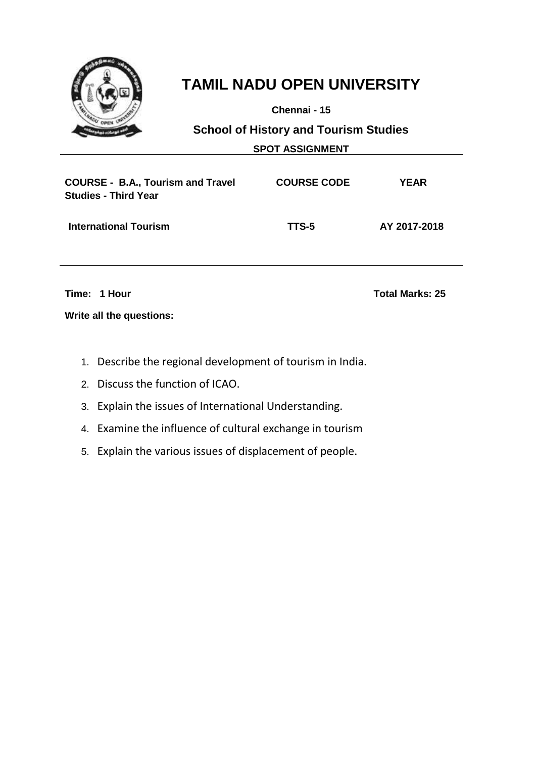# TAMIL NADU OPEN UNIVERSITY

**Chennai - 15**

## School of History and Tourism Studies

**SPOT ASSIGNMENT**

| COURSE - B.A., Tourism and Travel Studies - Third Year | COURSE CODE | YEAR |
|---|---|---|
| International Tourism | TTS-5 | AY 2017-2018 |

**Time: 1 Hour** **Total Marks: 25**

**Write all the questions:**

1. Describe the regional development of tourism in India.
2. Discuss the function of ICAO.
3. Explain the issues of International Understanding.
4. Examine the influence of cultural exchange in tourism
5. Explain the various issues of displacement of people.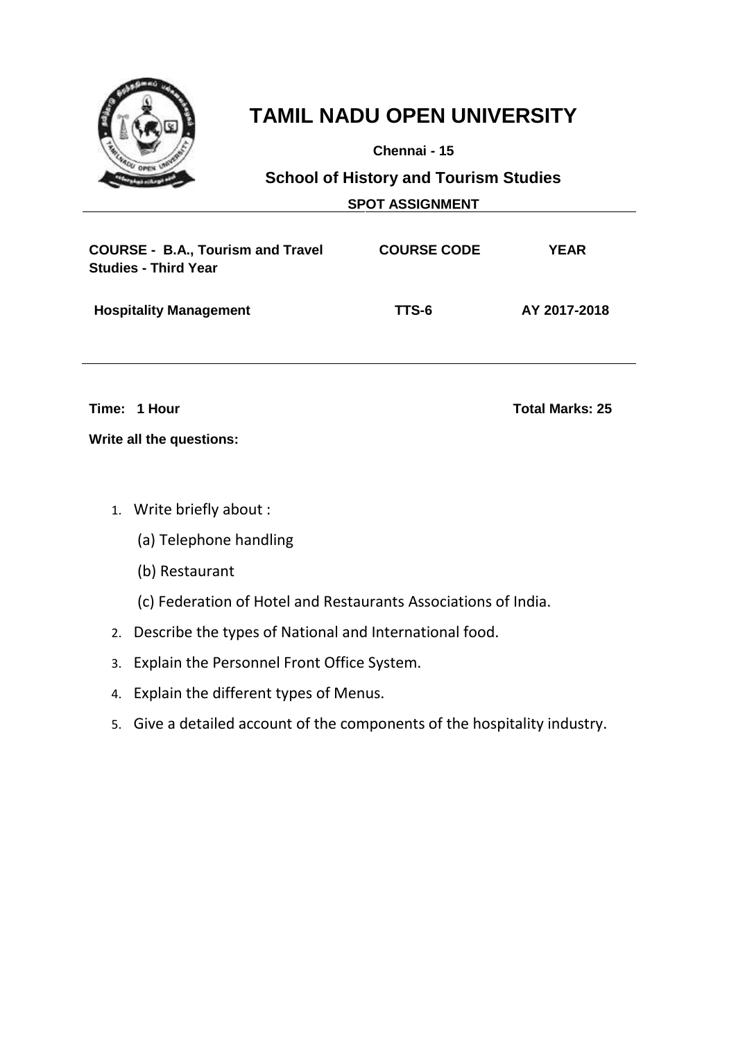# TAMIL NADU OPEN UNIVERSITY

**Chennai - 15**

## School of History and Tourism Studies

**SPOT ASSIGNMENT**

| **COURSE - B.A., Tourism and Travel Studies - Third Year** | **COURSE CODE** | **YEAR** |
|---|---|---|
| **Hospitality Management** | **TTS-6** | **AY 2017-2018** |

**Time: 1 Hour** **Total Marks: 25**

**Write all the questions:**

1. Write briefly about :
   (a) Telephone handling
   (b) Restaurant
   (c) Federation of Hotel and Restaurants Associations of India.
2. Describe the types of National and International food.
3. Explain the Personnel Front Office System.
4. Explain the different types of Menus.
5. Give a detailed account of the components of the hospitality industry.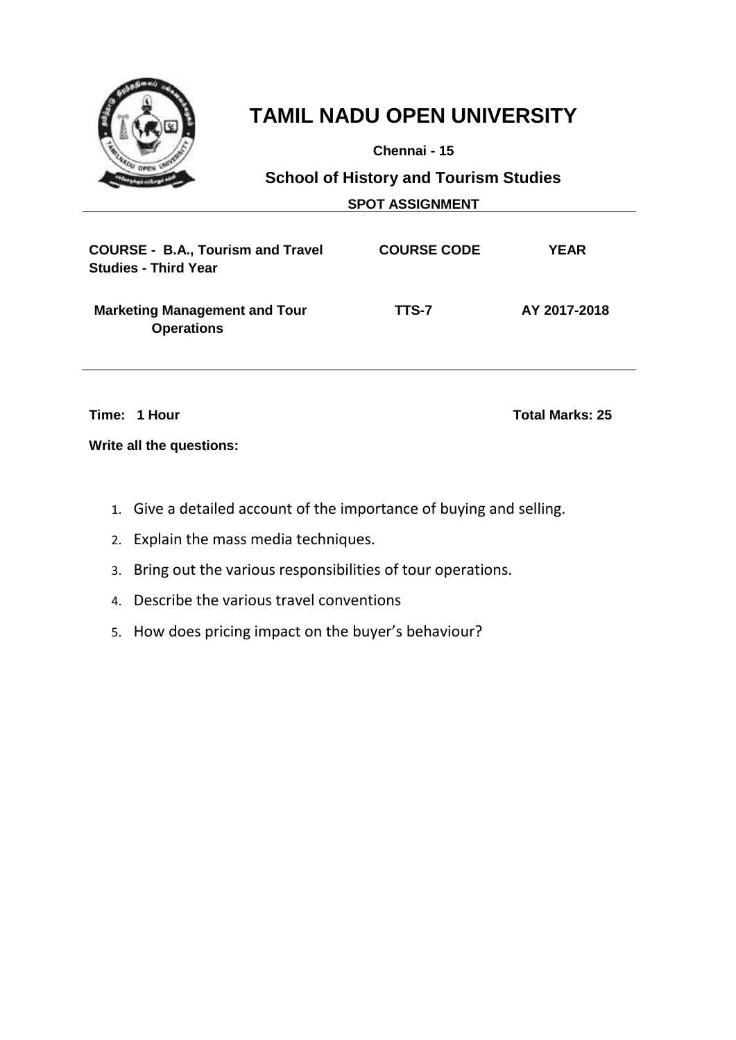# TAMIL NADU OPEN UNIVERSITY

**Chennai - 15**

## School of History and Tourism Studies

**SPOT ASSIGNMENT**

| COURSE - B.A., Tourism and Travel Studies - Third Year | COURSE CODE | YEAR |
|---|---|---|
| **Marketing Management and Tour Operations** | **TTS-7** | **AY 2017-2018** |

**Time: 1 Hour** **Total Marks: 25**

**Write all the questions:**

1. Give a detailed account of the importance of buying and selling.
2. Explain the mass media techniques.
3. Bring out the various responsibilities of tour operations.
4. Describe the various travel conventions
5. How does pricing impact on the buyer's behaviour?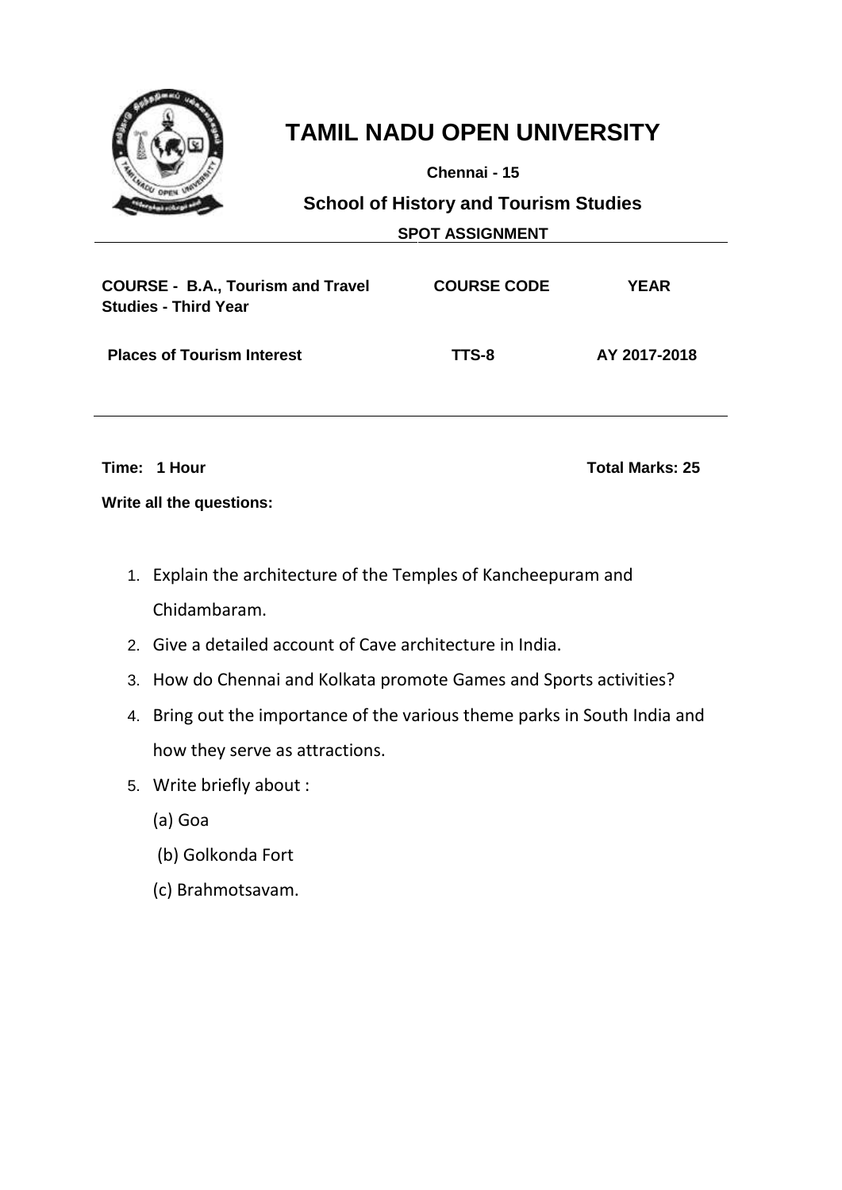# TAMIL NADU OPEN UNIVERSITY

**Chennai - 15**

## School of History and Tourism Studies

**SPOT ASSIGNMENT**

| COURSE - B.A., Tourism and Travel Studies - Third Year | COURSE CODE | YEAR |
|---|---|---|
| Places of Tourism Interest | TTS-8 | AY 2017-2018 |

**Time: 1 Hour** **Total Marks: 25**

**Write all the questions:**

1. Explain the architecture of the Temples of Kancheepuram and Chidambaram.
2. Give a detailed account of Cave architecture in India.
3. How do Chennai and Kolkata promote Games and Sports activities?
4. Bring out the importance of the various theme parks in South India and how they serve as attractions.
5. Write briefly about :

   (a) Goa

   (b) Golkonda Fort

   (c) Brahmotsavam.